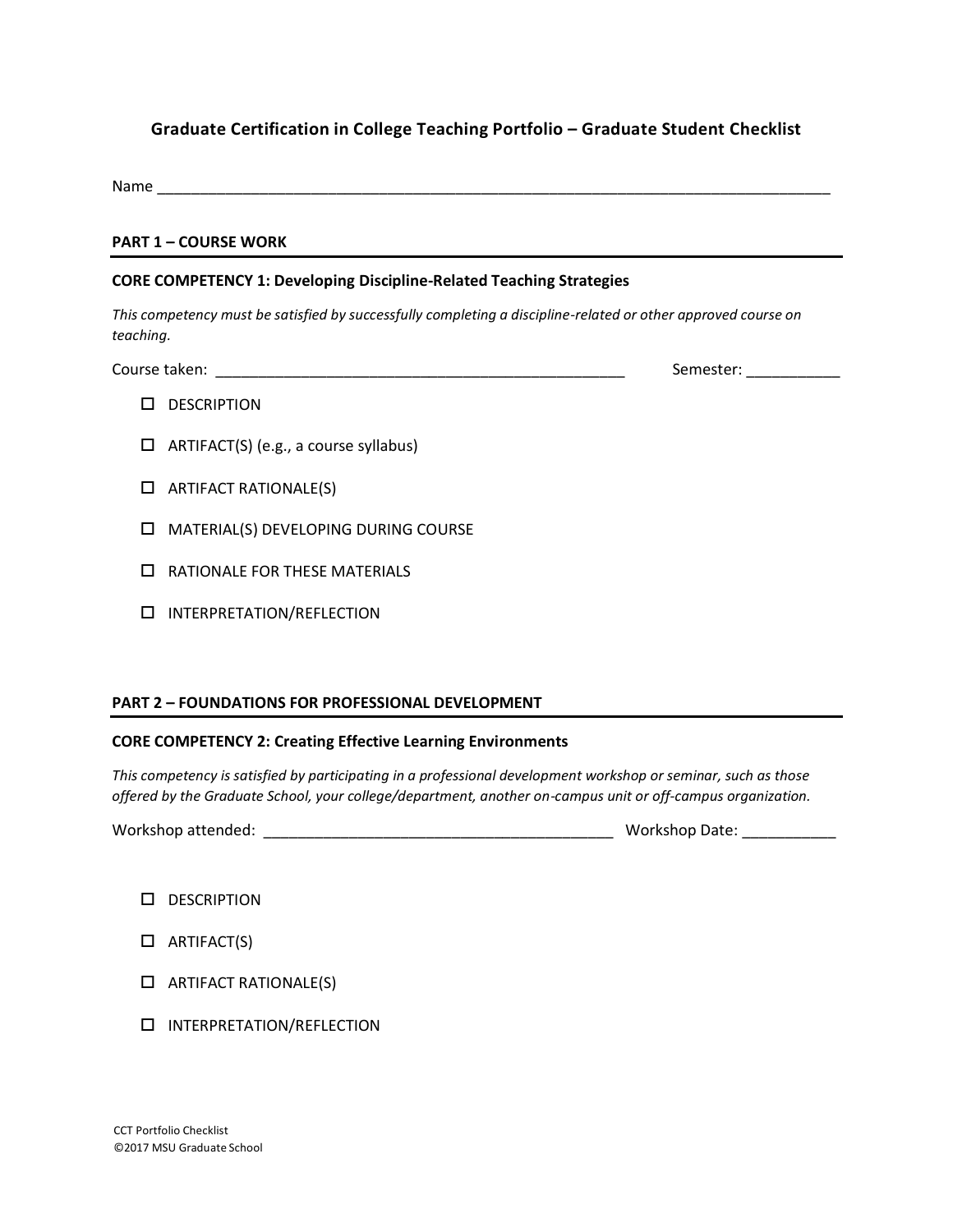# Graduate Certification in College Teaching Portfolio – Graduate Student Checklist

Name ________________________________________________________________________________

## PART 1 – COURSE WORK

### CORE COMPETENCY 1: Developing Discipline-Related Teaching Strategies

*This competency must be satisfied by successfully completing a discipline-related or other approved course on teaching.*

Course taken: ________________________________________________ Semester: ___________

- ☐ DESCRIPTION
- ☐ ARTIFACT(S) (e.g., a course syllabus)
- ☐ ARTIFACT RATIONALE(S)
- ☐ MATERIAL(S) DEVELOPING DURING COURSE
- ☐ RATIONALE FOR THESE MATERIALS
- ☐ INTERPRETATION/REFLECTION

## PART 2 – FOUNDATIONS FOR PROFESSIONAL DEVELOPMENT

### CORE COMPETENCY 2: Creating Effective Learning Environments

*This competency is satisfied by participating in a professional development workshop or seminar, such as those offered by the Graduate School, your college/department, another on-campus unit or off-campus organization.*

Workshop attended: _________________________________________ Workshop Date: ___________

- ☐ DESCRIPTION
- ☐ ARTIFACT(S)
- ☐ ARTIFACT RATIONALE(S)
- ☐ INTERPRETATION/REFLECTION

CCT Portfolio Checklist
©2017 MSU Graduate School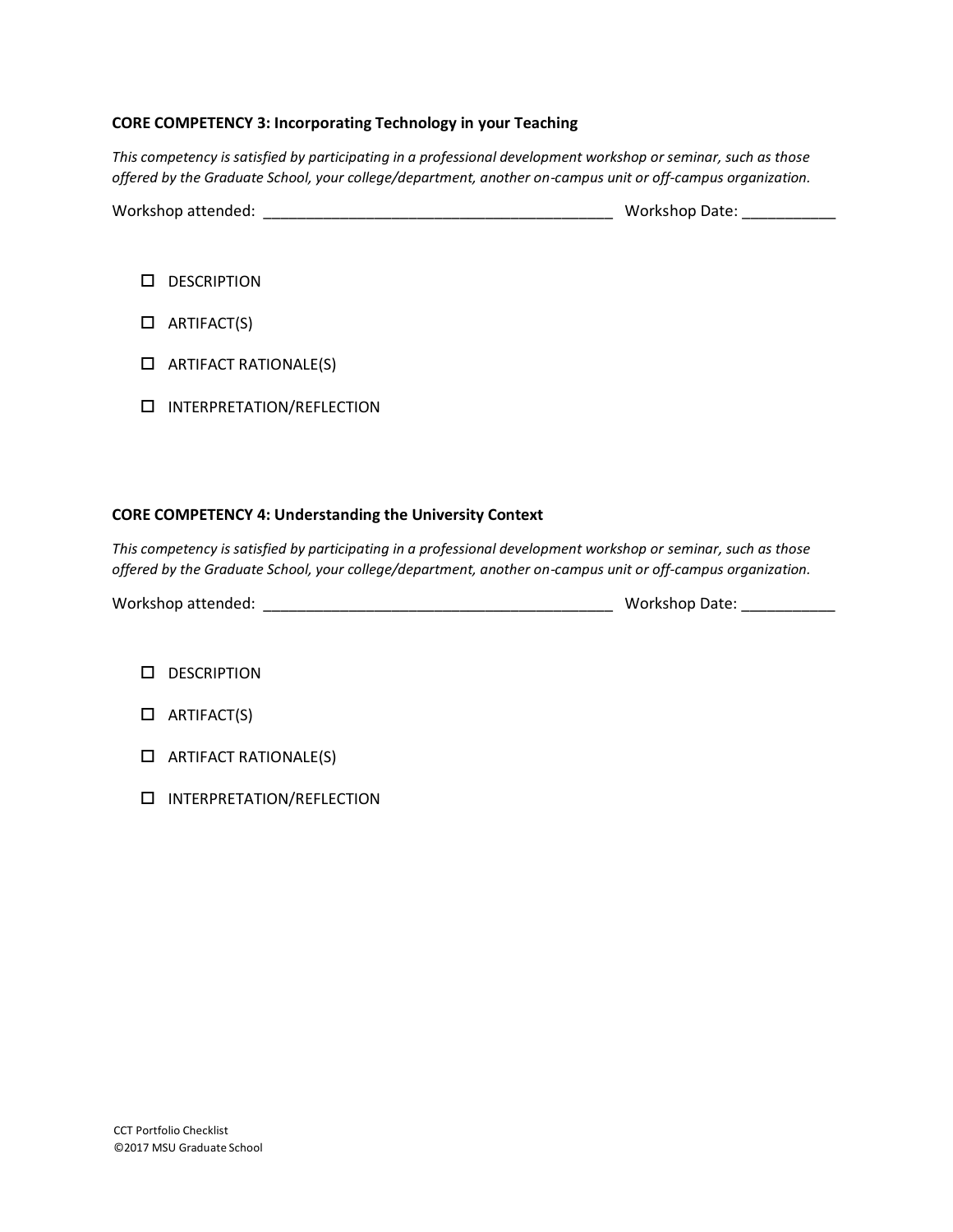**CORE COMPETENCY 3: Incorporating Technology in your Teaching**

*This competency is satisfied by participating in a professional development workshop or seminar, such as those offered by the Graduate School, your college/department, another on-campus unit or off-campus organization.*

Workshop attended: ________________________________________ Workshop Date: ___________

- ☐ DESCRIPTION
- ☐ ARTIFACT(S)
- ☐ ARTIFACT RATIONALE(S)
- ☐ INTERPRETATION/REFLECTION

**CORE COMPETENCY 4: Understanding the University Context**

*This competency is satisfied by participating in a professional development workshop or seminar, such as those offered by the Graduate School, your college/department, another on-campus unit or off-campus organization.*

Workshop attended: ________________________________________ Workshop Date: ___________

- ☐ DESCRIPTION
- ☐ ARTIFACT(S)
- ☐ ARTIFACT RATIONALE(S)
- ☐ INTERPRETATION/REFLECTION